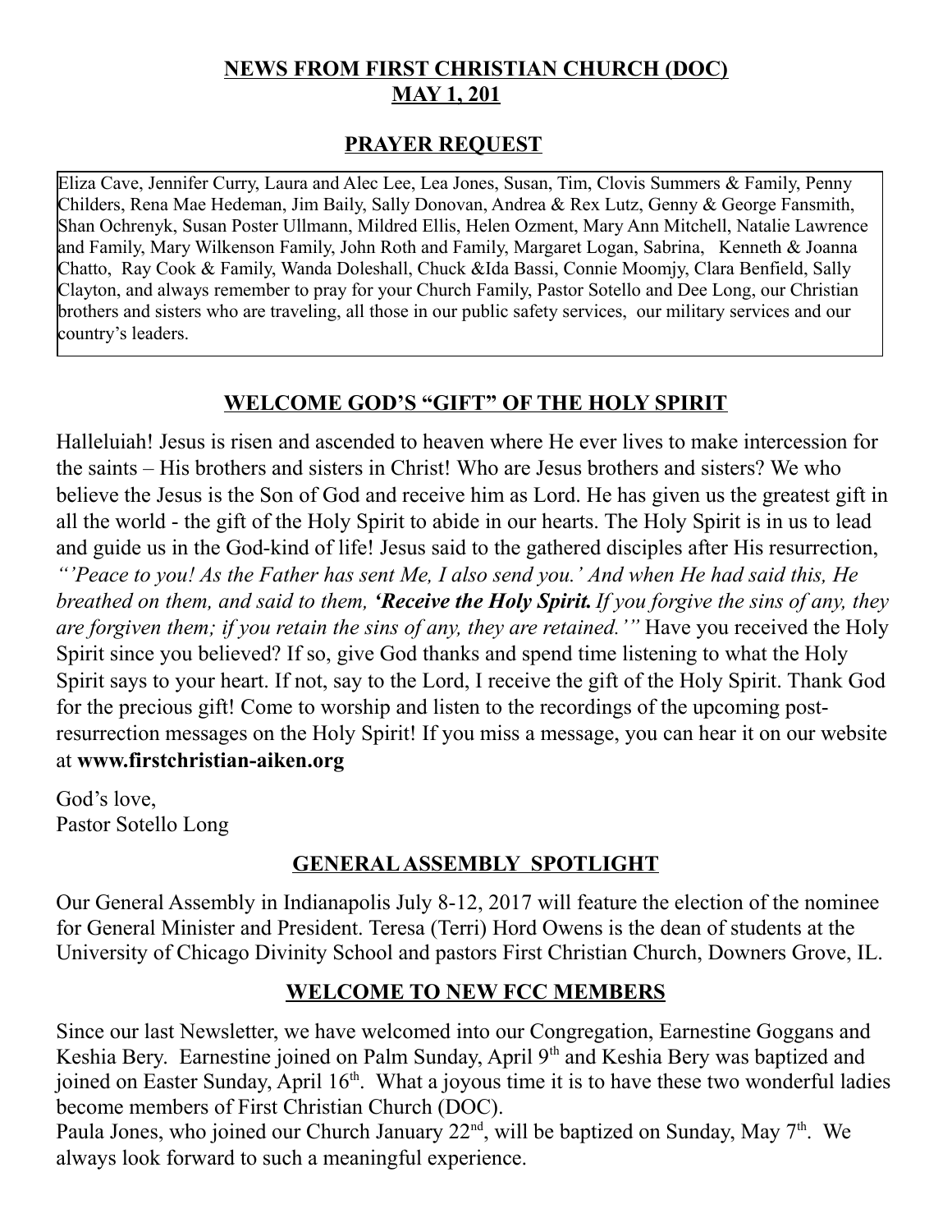# NEWS FROM FIRST CHRISTIAN CHURCH (DOC)
## MAY 1, 201

## PRAYER REQUEST

Eliza Cave, Jennifer Curry, Laura and Alec Lee, Lea Jones, Susan, Tim, Clovis Summers & Family, Penny Childers, Rena Mae Hedeman, Jim Baily, Sally Donovan, Andrea & Rex Lutz, Genny & George Fansmith, Shan Ochrenyk, Susan Poster Ullmann, Mildred Ellis, Helen Ozment, Mary Ann Mitchell, Natalie Lawrence and Family, Mary Wilkenson Family, John Roth and Family, Margaret Logan, Sabrina, Kenneth & Joanna Chatto, Ray Cook & Family, Wanda Doleshall, Chuck &Ida Bassi, Connie Moomjy, Clara Benfield, Sally Clayton, and always remember to pray for your Church Family, Pastor Sotello and Dee Long, our Christian brothers and sisters who are traveling, all those in our public safety services, our military services and our country's leaders.

## WELCOME GOD'S "GIFT" OF THE HOLY SPIRIT

Halleluiah! Jesus is risen and ascended to heaven where He ever lives to make intercession for the saints – His brothers and sisters in Christ! Who are Jesus brothers and sisters? We who believe the Jesus is the Son of God and receive him as Lord. He has given us the greatest gift in all the world - the gift of the Holy Spirit to abide in our hearts. The Holy Spirit is in us to lead and guide us in the God-kind of life! Jesus said to the gathered disciples after His resurrection, *"'Peace to you! As the Father has sent Me, I also send you.' And when He had said this, He breathed on them, and said to them, **'Receive the Holy Spirit.** If you forgive the sins of any, they are forgiven them; if you retain the sins of any, they are retained.'"* Have you received the Holy Spirit since you believed? If so, give God thanks and spend time listening to what the Holy Spirit says to your heart. If not, say to the Lord, I receive the gift of the Holy Spirit. Thank God for the precious gift! Come to worship and listen to the recordings of the upcoming post-resurrection messages on the Holy Spirit! If you miss a message, you can hear it on our website at **www.firstchristian-aiken.org**

God's love,
Pastor Sotello Long

## GENERAL ASSEMBLY SPOTLIGHT

Our General Assembly in Indianapolis July 8-12, 2017 will feature the election of the nominee for General Minister and President. Teresa (Terri) Hord Owens is the dean of students at the University of Chicago Divinity School and pastors First Christian Church, Downers Grove, IL.

## WELCOME TO NEW FCC MEMBERS

Since our last Newsletter, we have welcomed into our Congregation, Earnestine Goggans and Keshia Bery. Earnestine joined on Palm Sunday, April 9th and Keshia Bery was baptized and joined on Easter Sunday, April 16th. What a joyous time it is to have these two wonderful ladies become members of First Christian Church (DOC).

Paula Jones, who joined our Church January 22nd, will be baptized on Sunday, May 7th. We always look forward to such a meaningful experience.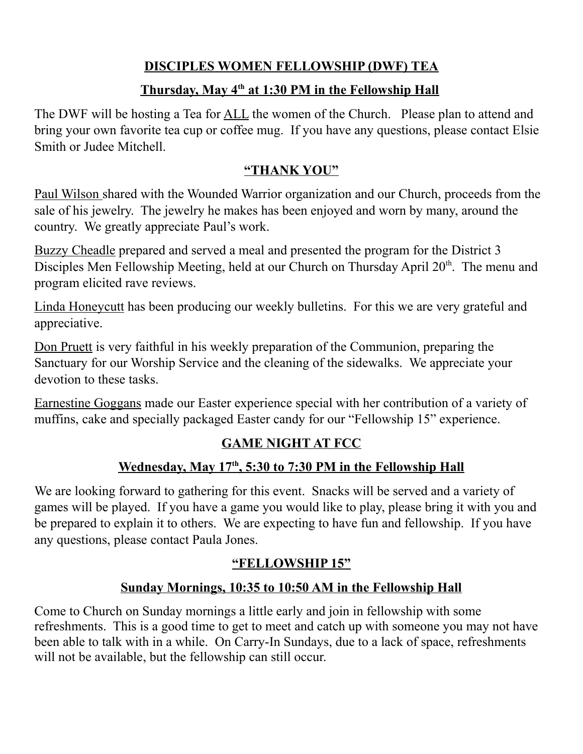## DISCIPLES WOMEN FELLOWSHIP (DWF) TEA

### Thursday, May 4th at 1:30 PM in the Fellowship Hall

The DWF will be hosting a Tea for ALL the women of the Church. Please plan to attend and bring your own favorite tea cup or coffee mug. If you have any questions, please contact Elsie Smith or Judee Mitchell.

## "THANK YOU"

Paul Wilson shared with the Wounded Warrior organization and our Church, proceeds from the sale of his jewelry. The jewelry he makes has been enjoyed and worn by many, around the country. We greatly appreciate Paul's work.

Buzzy Cheadle prepared and served a meal and presented the program for the District 3 Disciples Men Fellowship Meeting, held at our Church on Thursday April 20th. The menu and program elicited rave reviews.

Linda Honeycutt has been producing our weekly bulletins. For this we are very grateful and appreciative.

Don Pruett is very faithful in his weekly preparation of the Communion, preparing the Sanctuary for our Worship Service and the cleaning of the sidewalks. We appreciate your devotion to these tasks.

Earnestine Goggans made our Easter experience special with her contribution of a variety of muffins, cake and specially packaged Easter candy for our "Fellowship 15" experience.

## GAME NIGHT AT FCC

### Wednesday, May 17th, 5:30 to 7:30 PM in the Fellowship Hall

We are looking forward to gathering for this event. Snacks will be served and a variety of games will be played. If you have a game you would like to play, please bring it with you and be prepared to explain it to others. We are expecting to have fun and fellowship. If you have any questions, please contact Paula Jones.

## "FELLOWSHIP 15"

### Sunday Mornings, 10:35 to 10:50 AM in the Fellowship Hall

Come to Church on Sunday mornings a little early and join in fellowship with some refreshments. This is a good time to get to meet and catch up with someone you may not have been able to talk with in a while. On Carry-In Sundays, due to a lack of space, refreshments will not be available, but the fellowship can still occur.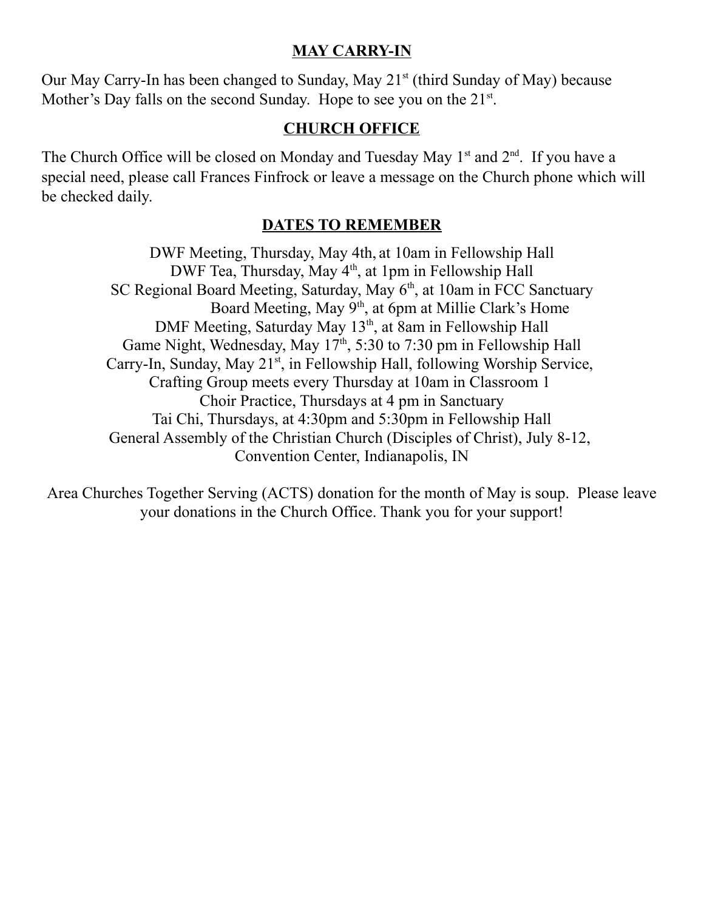## MAY CARRY-IN

Our May Carry-In has been changed to Sunday, May 21st (third Sunday of May) because Mother's Day falls on the second Sunday. Hope to see you on the 21st.

## CHURCH OFFICE

The Church Office will be closed on Monday and Tuesday May 1st and 2nd. If you have a special need, please call Frances Finfrock or leave a message on the Church phone which will be checked daily.

## DATES TO REMEMBER

DWF Meeting, Thursday, May 4th, at 10am in Fellowship Hall
DWF Tea, Thursday, May 4th, at 1pm in Fellowship Hall
SC Regional Board Meeting, Saturday, May 6th, at 10am in FCC Sanctuary
Board Meeting, May 9th, at 6pm at Millie Clark's Home
DMF Meeting, Saturday May 13th, at 8am in Fellowship Hall
Game Night, Wednesday, May 17th, 5:30 to 7:30 pm in Fellowship Hall
Carry-In, Sunday, May 21st, in Fellowship Hall, following Worship Service,
Crafting Group meets every Thursday at 10am in Classroom 1
Choir Practice, Thursdays at 4 pm in Sanctuary
Tai Chi, Thursdays, at 4:30pm and 5:30pm in Fellowship Hall
General Assembly of the Christian Church (Disciples of Christ), July 8-12, Convention Center, Indianapolis, IN

Area Churches Together Serving (ACTS) donation for the month of May is soup. Please leave your donations in the Church Office. Thank you for your support!